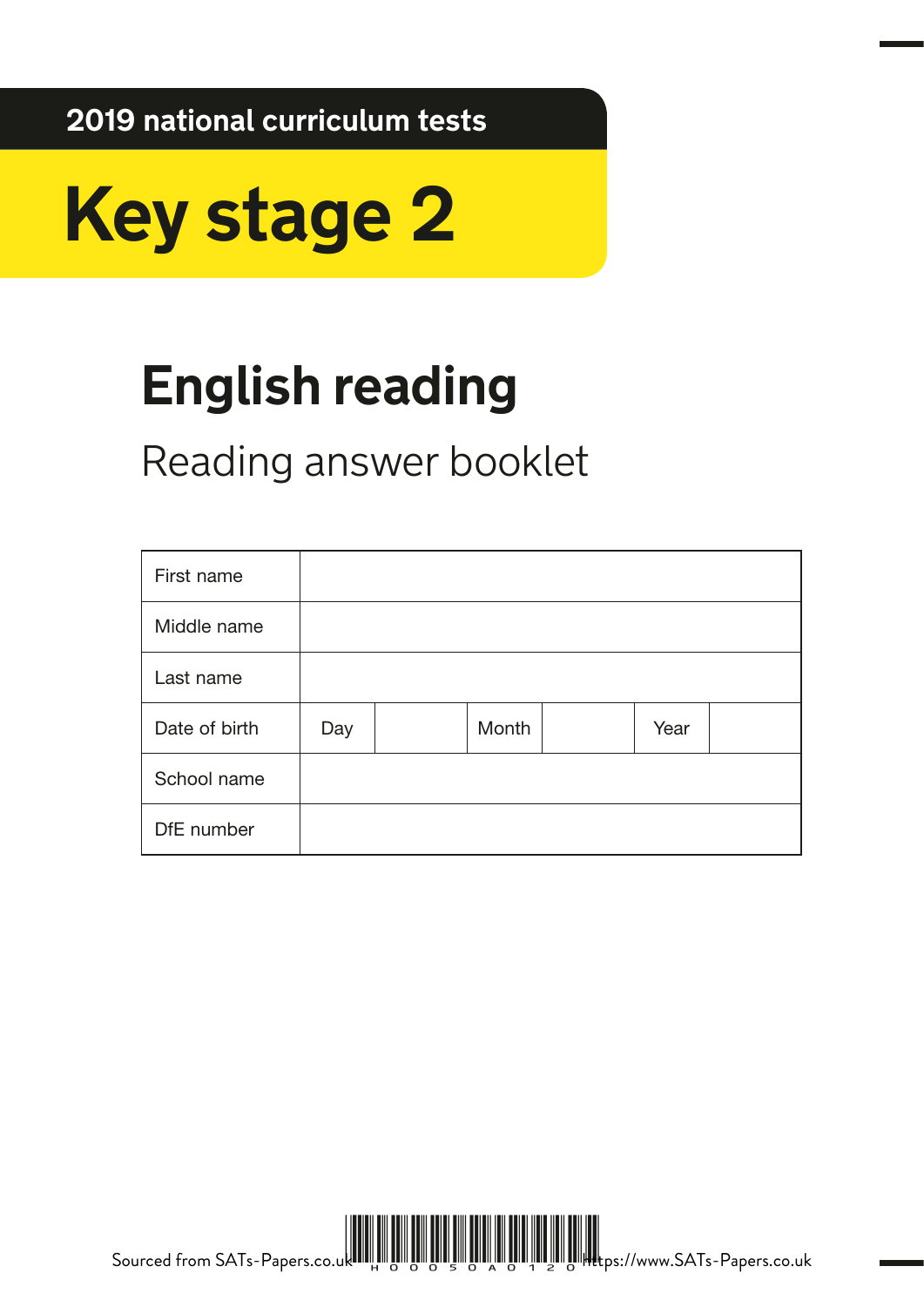2019 national curriculum tests

# Key stage 2

## English reading

Reading answer booklet

| First name | | | | | | |
|---|---|---|---|---|---|---|
| Middle name | | | | | | |
| Last name | | | | | | |
| Date of birth | Day | | Month | | Year | |
| School name | | | | | | |
| DfE number | | | | | | |

Sourced from SATs-Papers.co.uk https://www.SATs-Papers.co.uk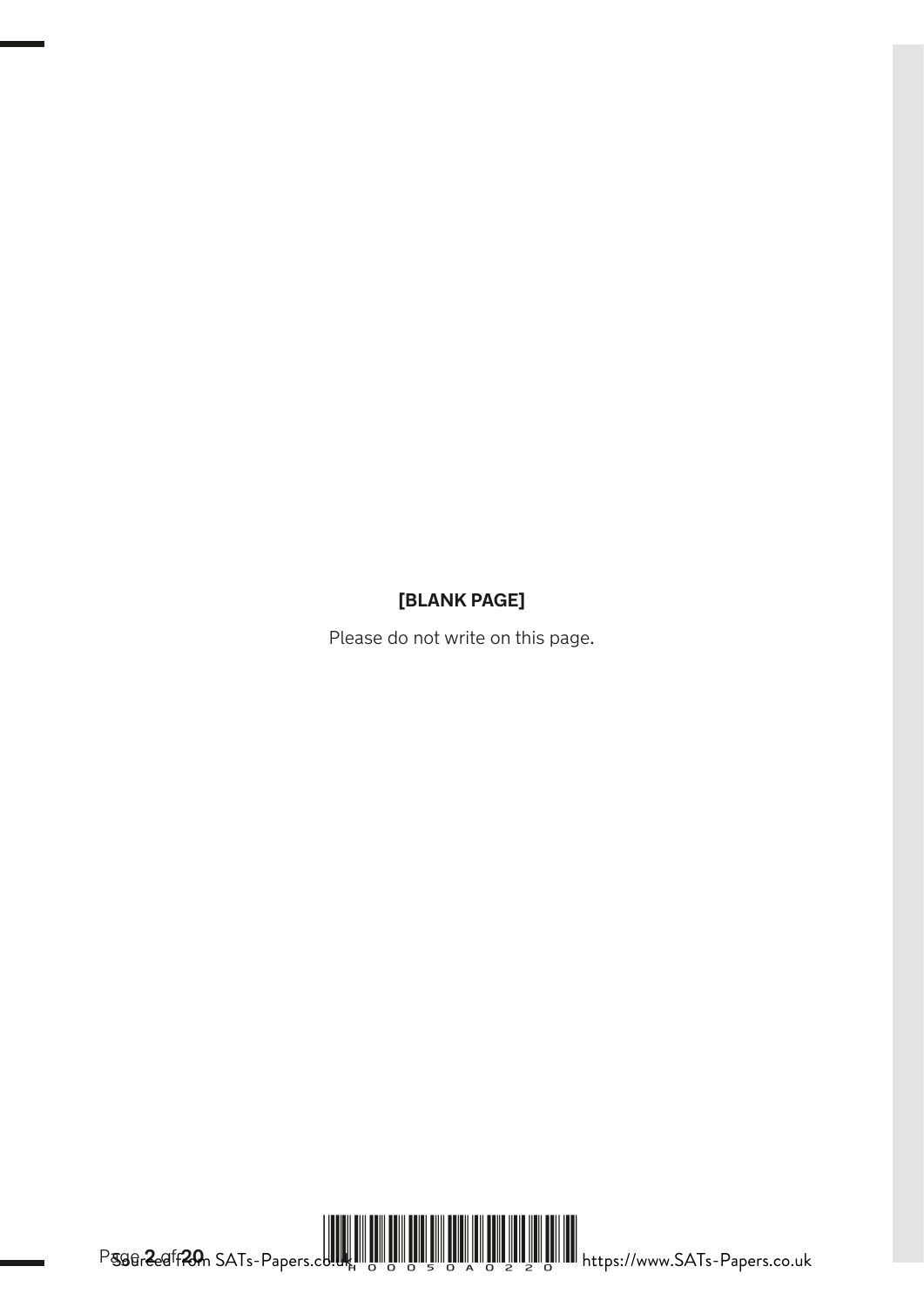**[BLANK PAGE]**

Please do not write on this page.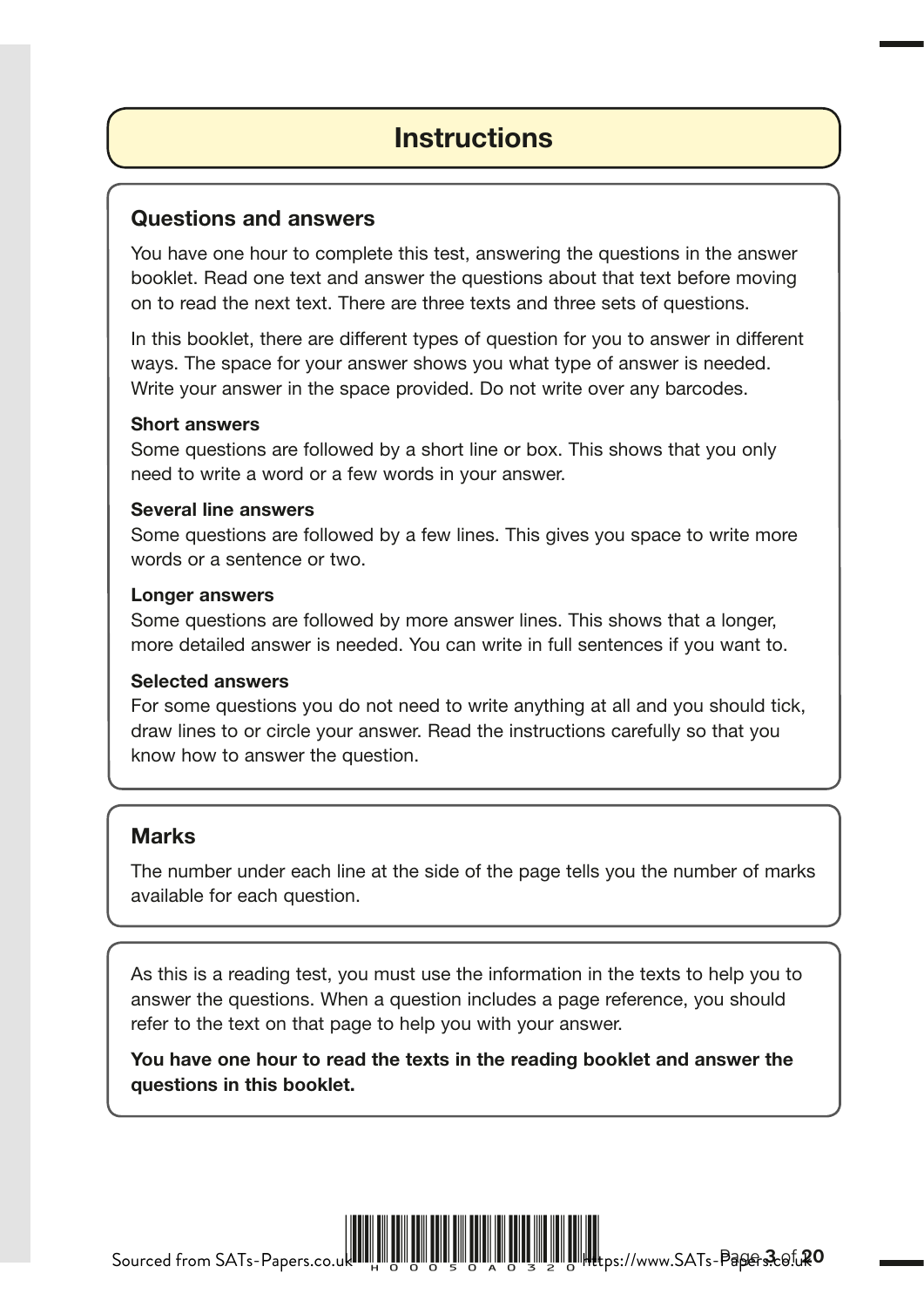# Instructions

## Questions and answers

You have one hour to complete this test, answering the questions in the answer booklet. Read one text and answer the questions about that text before moving on to read the next text. There are three texts and three sets of questions.

In this booklet, there are different types of question for you to answer in different ways. The space for your answer shows you what type of answer is needed. Write your answer in the space provided. Do not write over any barcodes.

**Short answers**
Some questions are followed by a short line or box. This shows that you only need to write a word or a few words in your answer.

**Several line answers**
Some questions are followed by a few lines. This gives you space to write more words or a sentence or two.

**Longer answers**
Some questions are followed by more answer lines. This shows that a longer, more detailed answer is needed. You can write in full sentences if you want to.

**Selected answers**
For some questions you do not need to write anything at all and you should tick, draw lines to or circle your answer. Read the instructions carefully so that you know how to answer the question.

## Marks

The number under each line at the side of the page tells you the number of marks available for each question.

As this is a reading test, you must use the information in the texts to help you to answer the questions. When a question includes a page reference, you should refer to the text on that page to help you with your answer.

**You have one hour to read the texts in the reading booklet and answer the questions in this booklet.**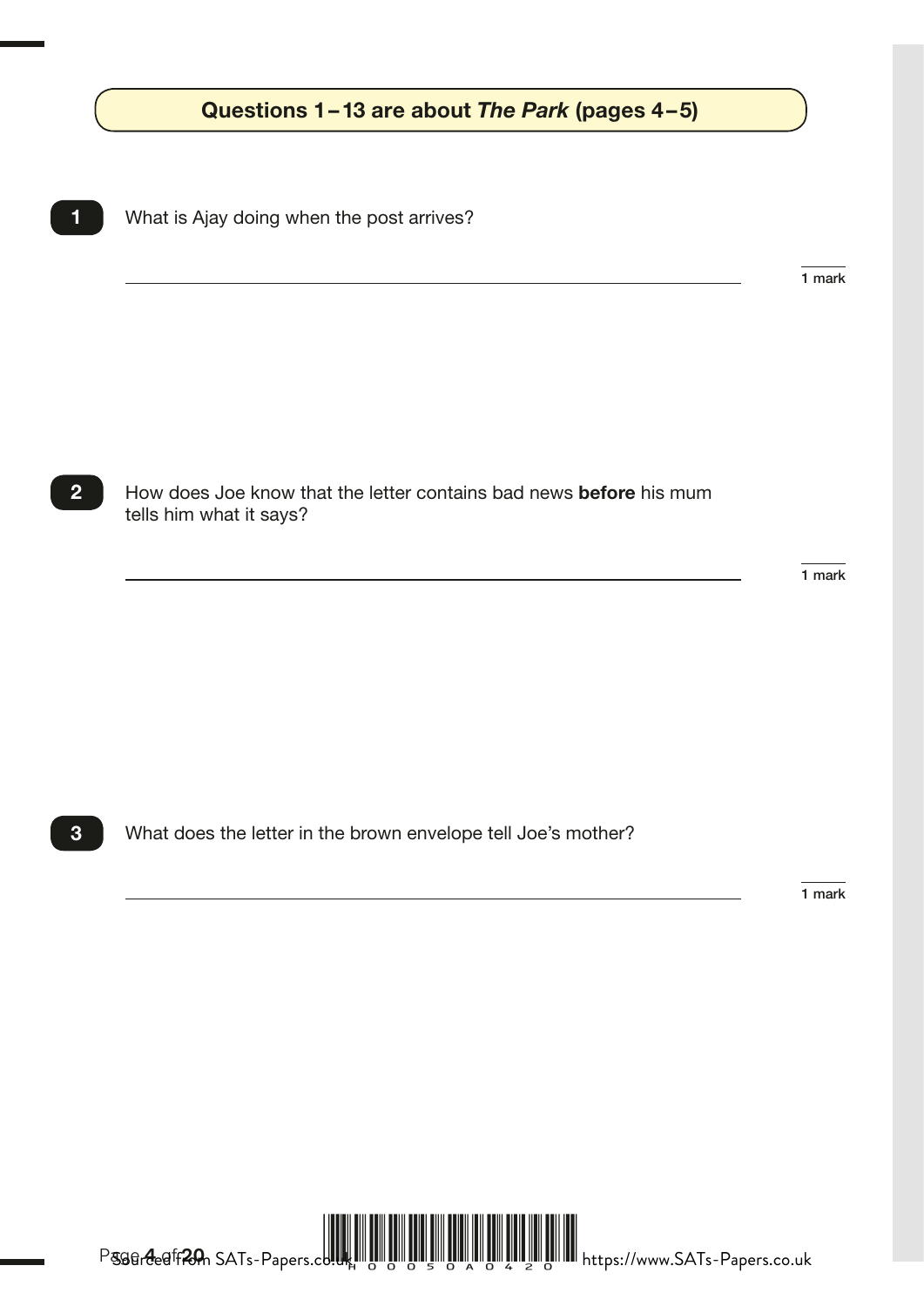## Questions 1 – 13 are about *The Park* (pages 4 – 5)

**1** What is Ajay doing when the post arrives?

_______________________________________________

1 mark

**2** How does Joe know that the letter contains bad news **before** his mum tells him what it says?

_______________________________________________

1 mark

**3** What does the letter in the brown envelope tell Joe's mother?

_______________________________________________

1 mark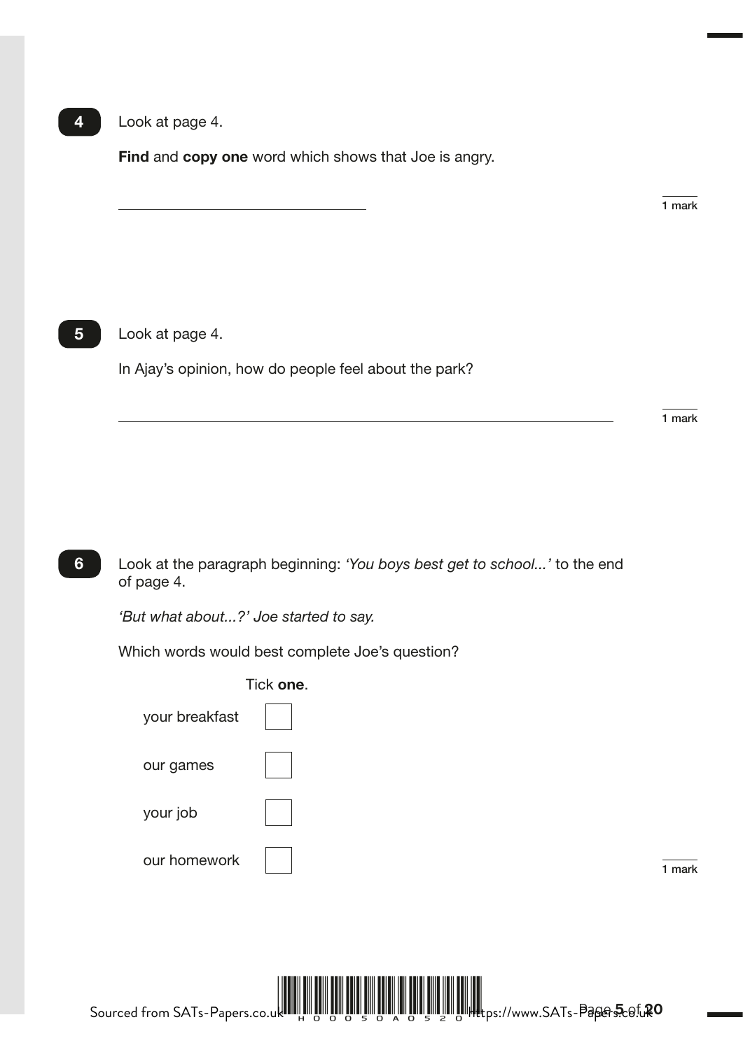**4** Look at page 4.

**Find** and **copy one** word which shows that Joe is angry.

\_\_\_\_\_\_\_\_\_\_\_\_\_\_\_\_\_\_\_\_\_\_\_\_\_\_\_\_\_\_\_\_

1 mark

**5** Look at page 4.

In Ajay's opinion, how do people feel about the park?

\_\_\_\_\_\_\_\_\_\_\_\_\_\_\_\_\_\_\_\_\_\_\_\_\_\_\_\_\_\_\_\_\_\_\_\_\_\_\_\_\_\_\_\_\_\_\_\_\_\_\_\_\_\_\_\_\_\_\_\_

1 mark

**6** Look at the paragraph beginning: *'You boys best get to school...'* to the end of page 4.

*'But what about...?' Joe started to say.*

Which words would best complete Joe's question?

Tick **one**.

| | |
|---|---|
| your breakfast | ☐ |
| our games | ☐ |
| your job | ☐ |
| our homework | ☐ |

1 mark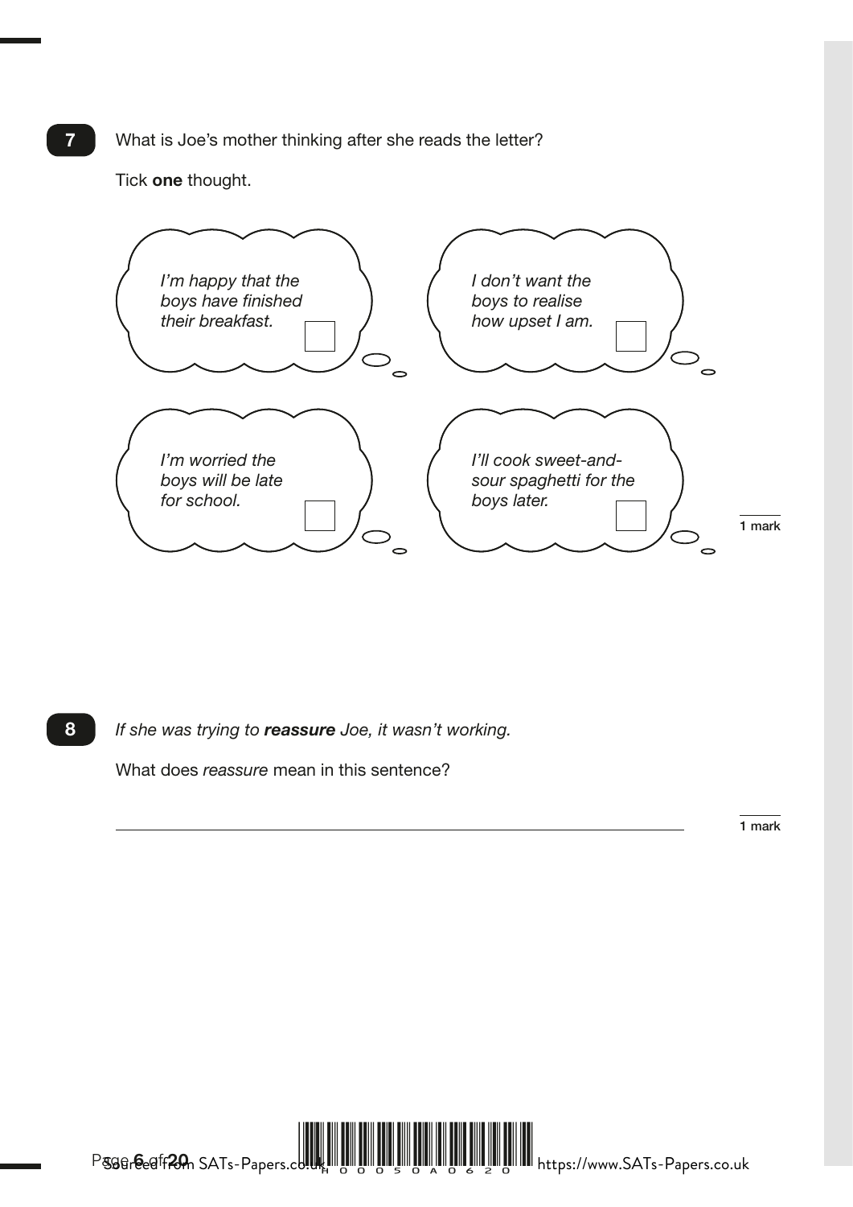**7** What is Joe's mother thinking after she reads the letter?

Tick **one** thought.

- *I'm happy that the boys have finished their breakfast.* ☐
- *I don't want the boys to realise how upset I am.* ☐
- *I'm worried the boys will be late for school.* ☐
- *I'll cook sweet-and-sour spaghetti for the boys later.* ☐

1 mark

**8** *If she was trying to* ***reassure*** *Joe, it wasn't working.*

What does *reassure* mean in this sentence?

_______________________________________________

1 mark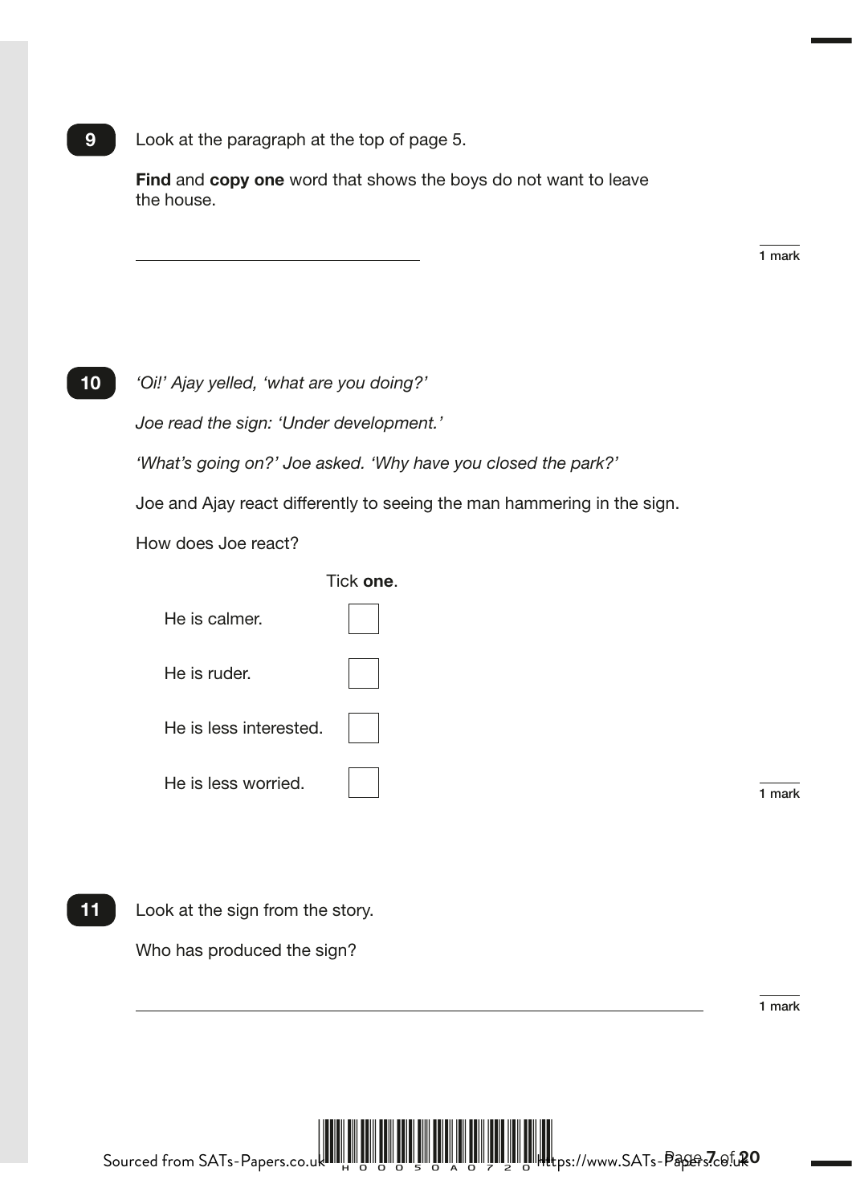**9** Look at the paragraph at the top of page 5.

**Find** and **copy one** word that shows the boys do not want to leave the house.

_______________________________

1 mark

**10** *'Oi!' Ajay yelled, 'what are you doing?'*

*Joe read the sign: 'Under development.'*

*'What's going on?' Joe asked. 'Why have you closed the park?'*

Joe and Ajay react differently to seeing the man hammering in the sign.

How does Joe react?

Tick **one**.

- He is calmer. ☐
- He is ruder. ☐
- He is less interested. ☐
- He is less worried. ☐

1 mark

**11** Look at the sign from the story.

Who has produced the sign?

_______________________________________________________________

1 mark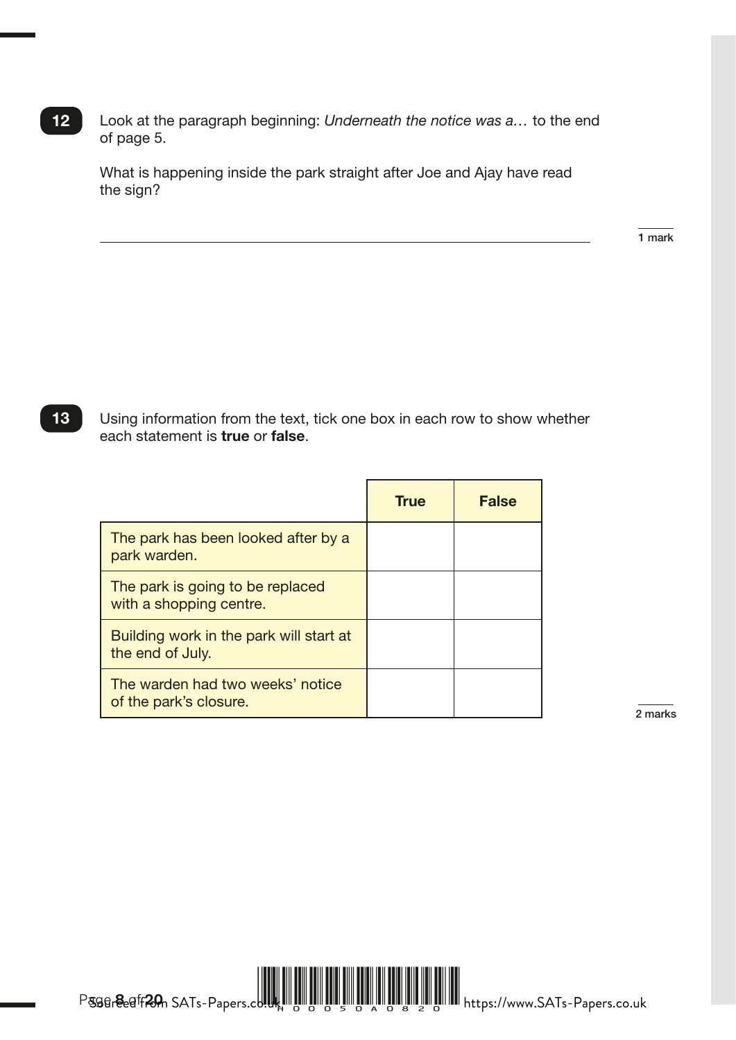**12** Look at the paragraph beginning: *Underneath the notice was a…* to the end of page 5.

What is happening inside the park straight after Joe and Ajay have read the sign?

_______________________________________________

1 mark

**13** Using information from the text, tick one box in each row to show whether each statement is **true** or **false**.

| | True | False |
|---|---|---|
| The park has been looked after by a park warden. | | |
| The park is going to be replaced with a shopping centre. | | |
| Building work in the park will start at the end of July. | | |
| The warden had two weeks' notice of the park's closure. | | |

2 marks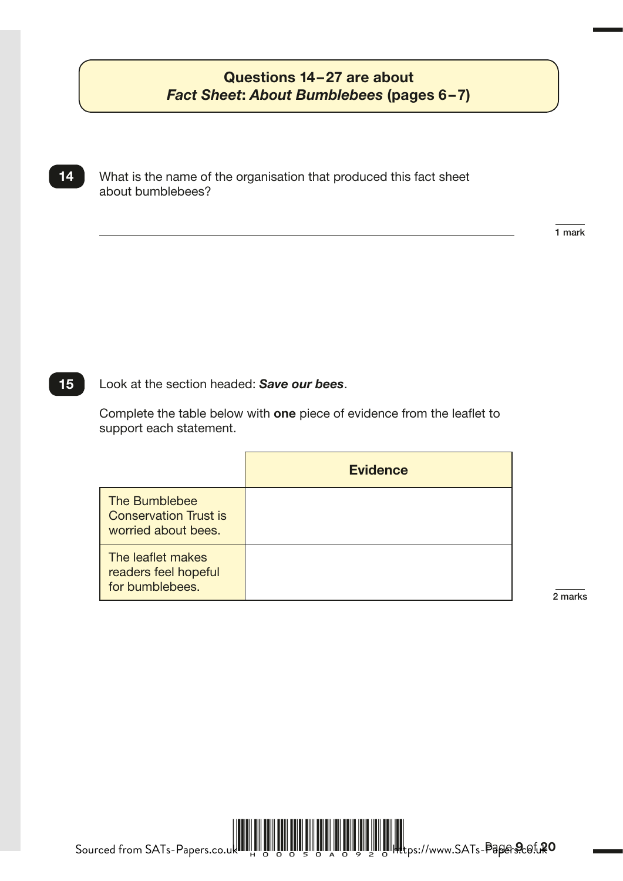**Questions 14–27 are about**
***Fact Sheet*: *About Bumblebees* (pages 6–7)**

**14** What is the name of the organisation that produced this fact sheet about bumblebees?

_______________________________________________

1 mark

**15** Look at the section headed: ***Save our bees***.

Complete the table below with **one** piece of evidence from the leaflet to support each statement.

| | **Evidence** |
|---|---|
| The Bumblebee Conservation Trust is worried about bees. | |
| The leaflet makes readers feel hopeful for bumblebees. | |

2 marks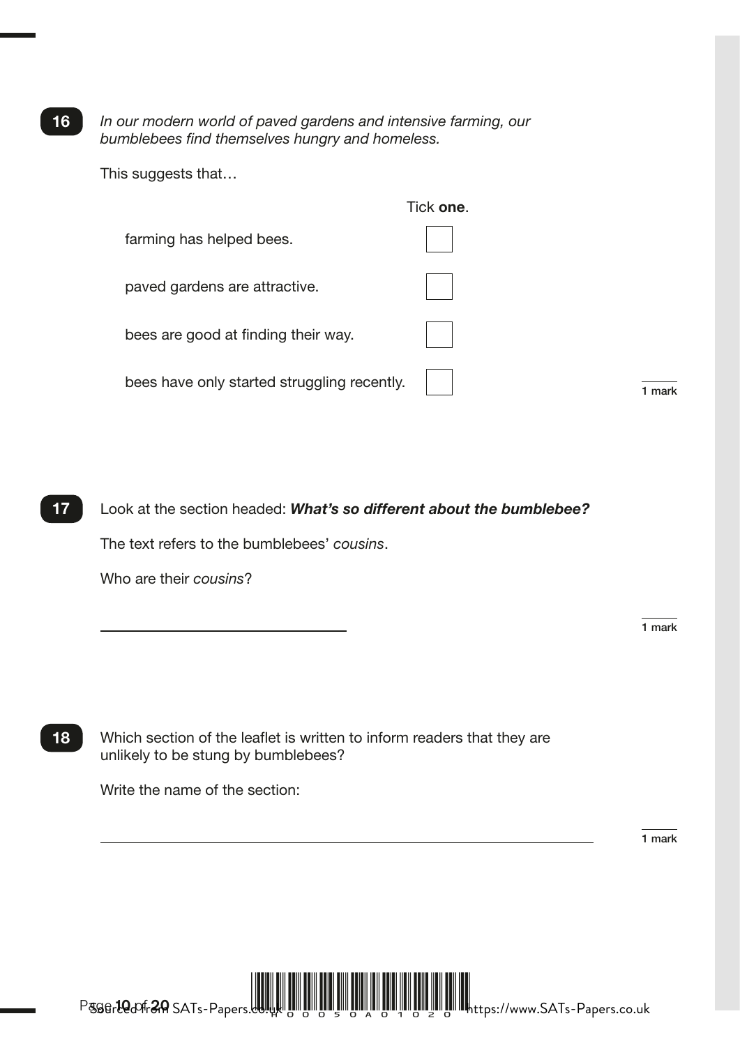**16** *In our modern world of paved gardens and intensive farming, our bumblebees find themselves hungry and homeless.*

This suggests that…

Tick **one**.

- farming has helped bees. ☐
- paved gardens are attractive. ☐
- bees are good at finding their way. ☐
- bees have only started struggling recently. ☐

1 mark

**17** Look at the section headed: ***What's so different about the bumblebee?***

The text refers to the bumblebees' *cousins*.

Who are their *cousins*?

______________________________

1 mark

**18** Which section of the leaflet is written to inform readers that they are unlikely to be stung by bumblebees?

Write the name of the section:

______________________________________________________________

1 mark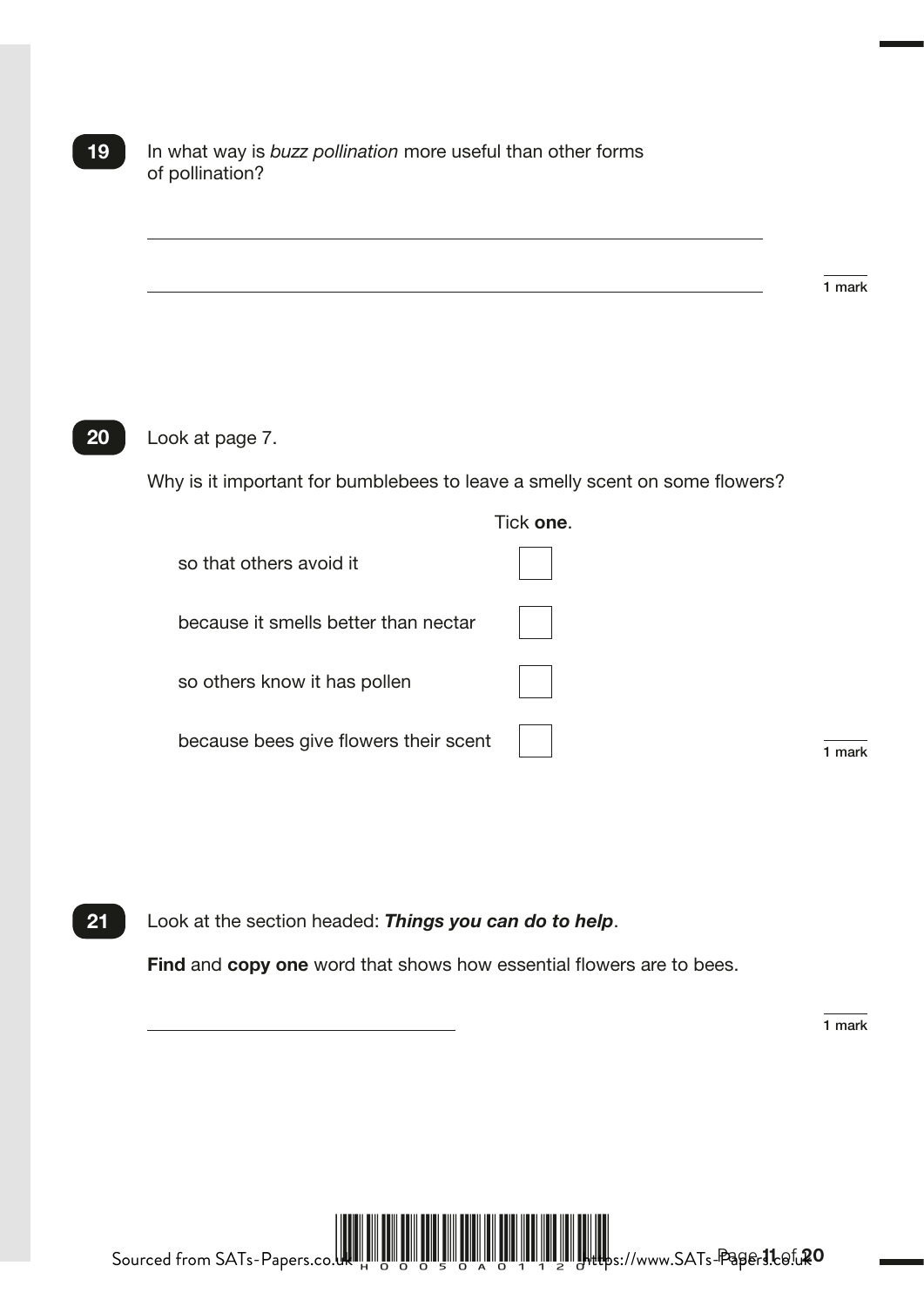**19** In what way is *buzz pollination* more useful than other forms of pollination?

_______________________________________________

_______________________________________________

1 mark

**20** Look at page 7.

Why is it important for bumblebees to leave a smelly scent on some flowers?

Tick **one**.

| | |
|---|---|
| so that others avoid it | ☐ |
| because it smells better than nectar | ☐ |
| so others know it has pollen | ☐ |
| because bees give flowers their scent | ☐ |

1 mark

**21** Look at the section headed: ***Things you can do to help***.

**Find** and **copy one** word that shows how essential flowers are to bees.

_______________________

1 mark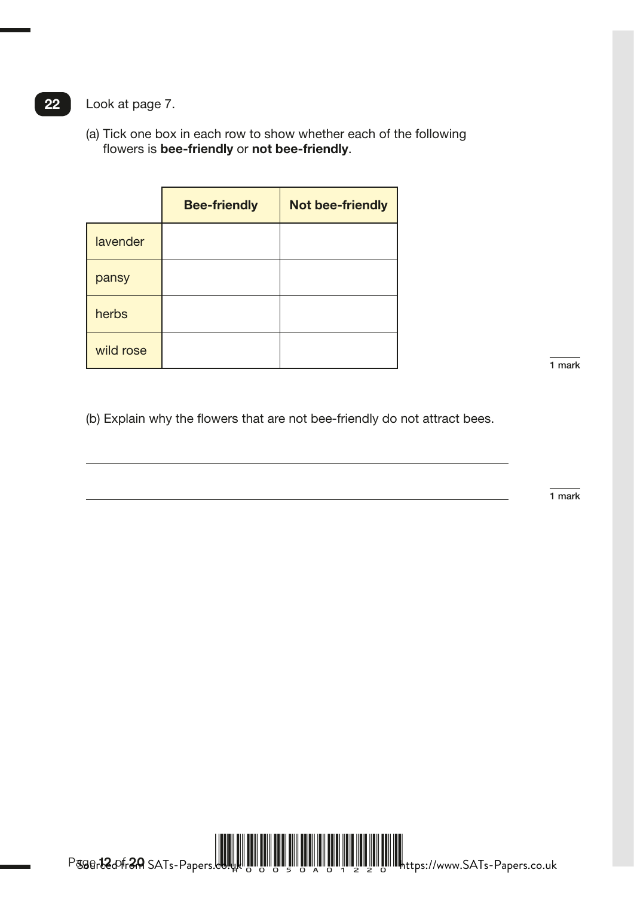**22** Look at page 7.

(a) Tick one box in each row to show whether each of the following flowers is **bee-friendly** or **not bee-friendly**.

| | **Bee-friendly** | **Not bee-friendly** |
|---|---|---|
| lavender | | |
| pansy | | |
| herbs | | |
| wild rose | | |

1 mark

(b) Explain why the flowers that are not bee-friendly do not attract bees.

______________________________________________________________

______________________________________________________________

1 mark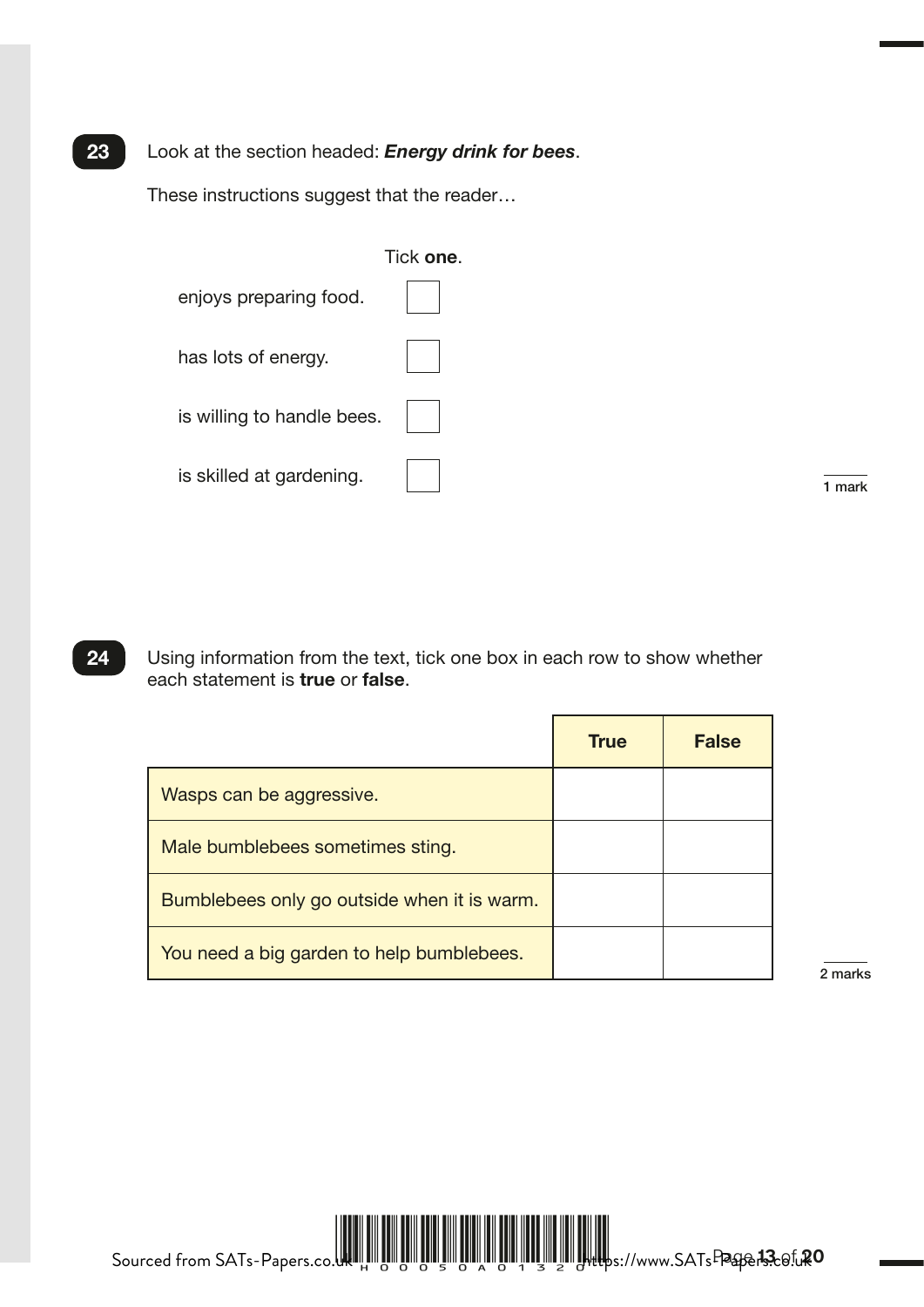**23** Look at the section headed: ***Energy drink for bees***.

These instructions suggest that the reader…

Tick **one**.

| | |
|---|---|
| enjoys preparing food. | ☐ |
| has lots of energy. | ☐ |
| is willing to handle bees. | ☐ |
| is skilled at gardening. | ☐ |

1 mark

**24** Using information from the text, tick one box in each row to show whether each statement is **true** or **false**.

| | **True** | **False** |
|---|---|---|
| Wasps can be aggressive. | | |
| Male bumblebees sometimes sting. | | |
| Bumblebees only go outside when it is warm. | | |
| You need a big garden to help bumblebees. | | |

2 marks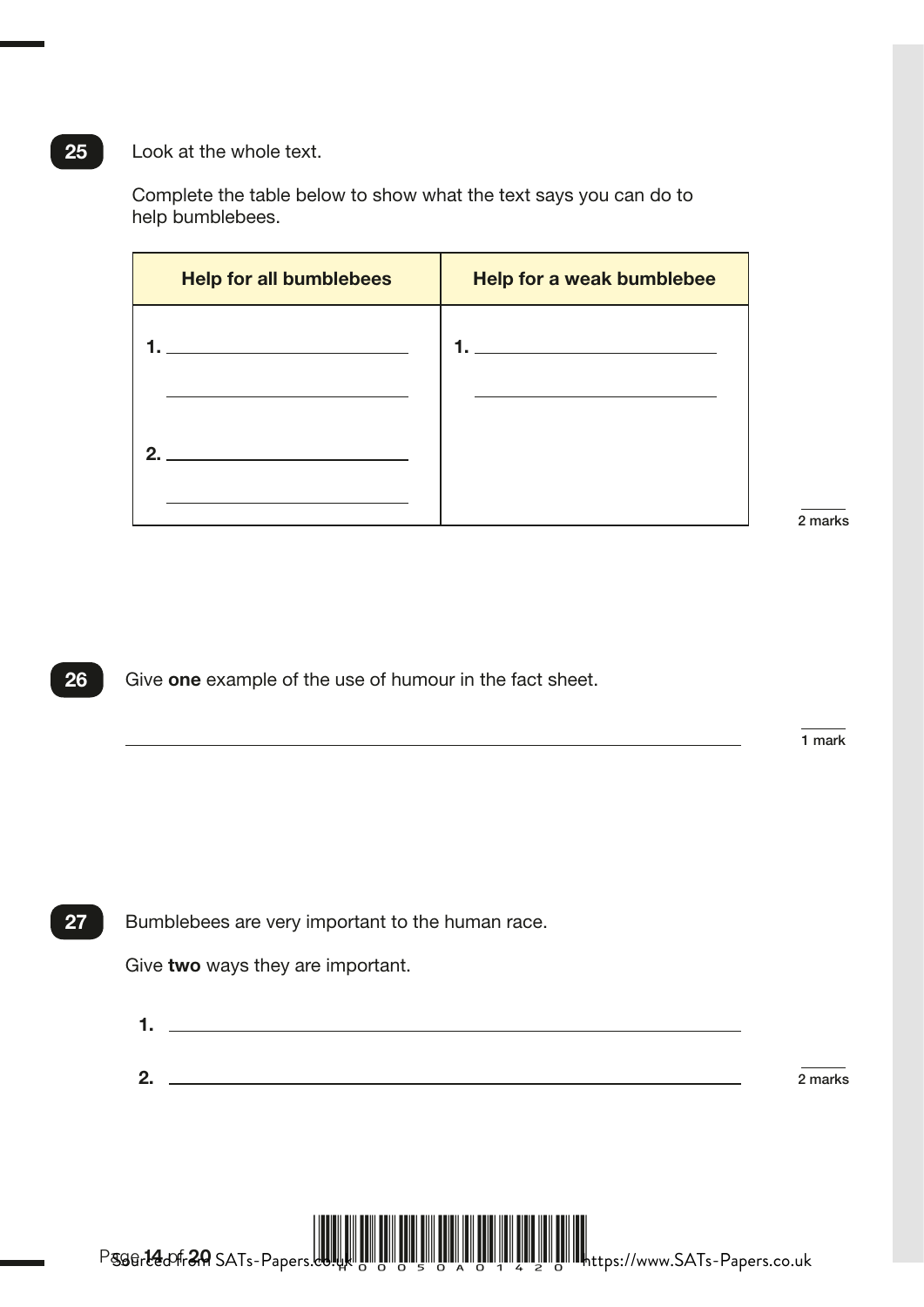**25** Look at the whole text.

Complete the table below to show what the text says you can do to help bumblebees.

| Help for all bumblebees | Help for a weak bumblebee |
| --- | --- |
| 1. ______________________ ______________________ 2. ______________________ ______________________ | 1. ______________________ ______________________ |

2 marks

**26** Give **one** example of the use of humour in the fact sheet.

______________________________________________

1 mark

**27** Bumblebees are very important to the human race.

Give **two** ways they are important.

1. ______________________________________________

2. ______________________________________________

2 marks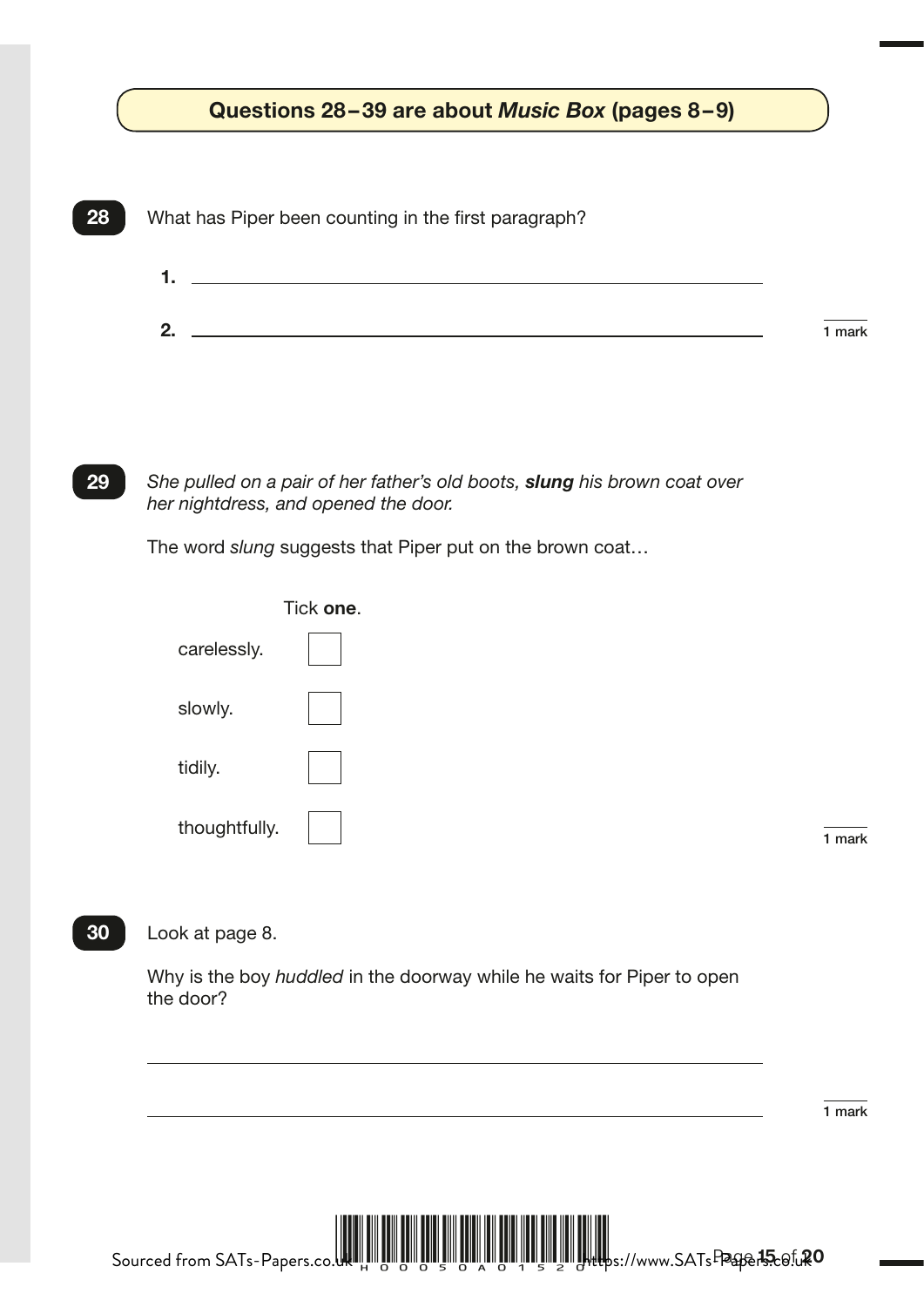## Questions 28–39 are about *Music Box* (pages 8–9)

**28** What has Piper been counting in the first paragraph?

1. ______________________________

2. ______________________________

1 mark

**29** *She pulled on a pair of her father's old boots, **slung** his brown coat over her nightdress, and opened the door.*

The word *slung* suggests that Piper put on the brown coat…

Tick **one**.

- carelessly. ☐
- slowly. ☐
- tidily. ☐
- thoughtfully. ☐

1 mark

**30** Look at page 8.

Why is the boy *huddled* in the doorway while he waits for Piper to open the door?

______________________________

______________________________

1 mark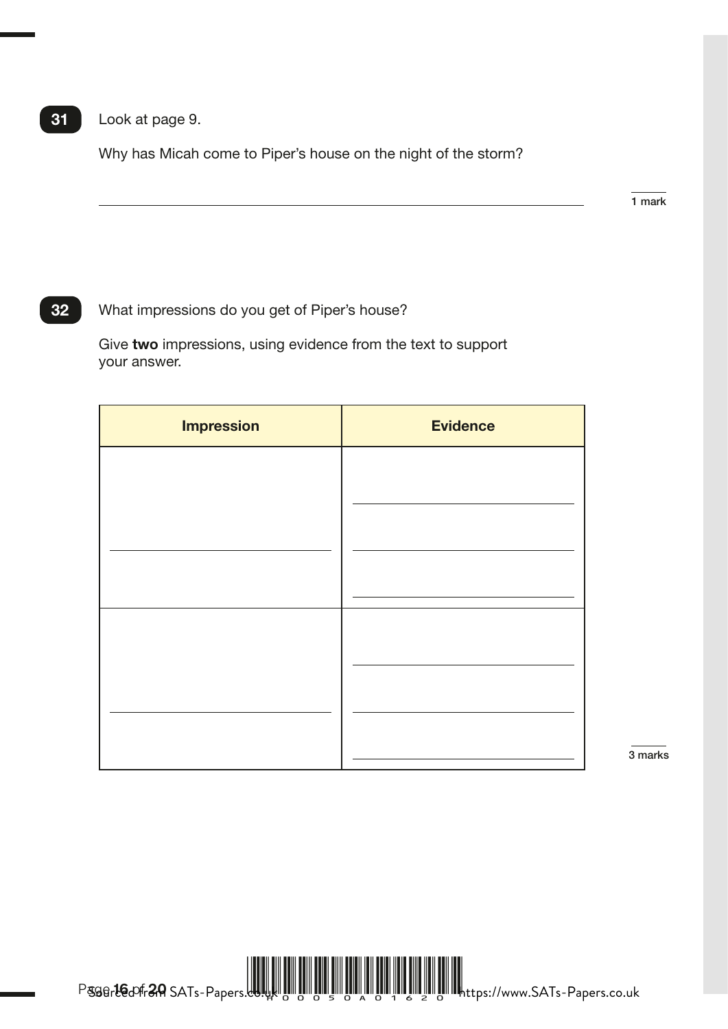**31** Look at page 9.

Why has Micah come to Piper's house on the night of the storm?

_______________________________________________

1 mark

**32** What impressions do you get of Piper's house?

Give **two** impressions, using evidence from the text to support your answer.

| Impression | Evidence |
| --- | --- |
| | |
| | |

3 marks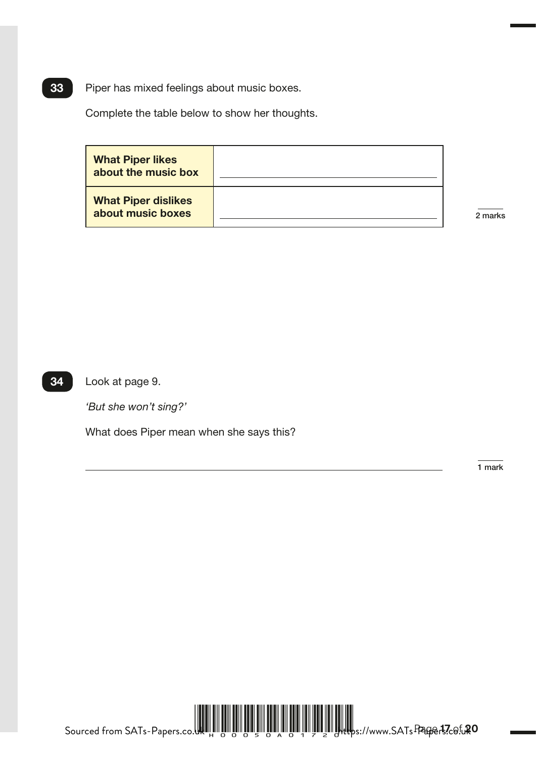**33** Piper has mixed feelings about music boxes.

Complete the table below to show her thoughts.

| | |
|---|---|
| **What Piper likes about the music box** | |
| **What Piper dislikes about music boxes** | |

2 marks

**34** Look at page 9.

*'But she won't sing?'*

What does Piper mean when she says this?

1 mark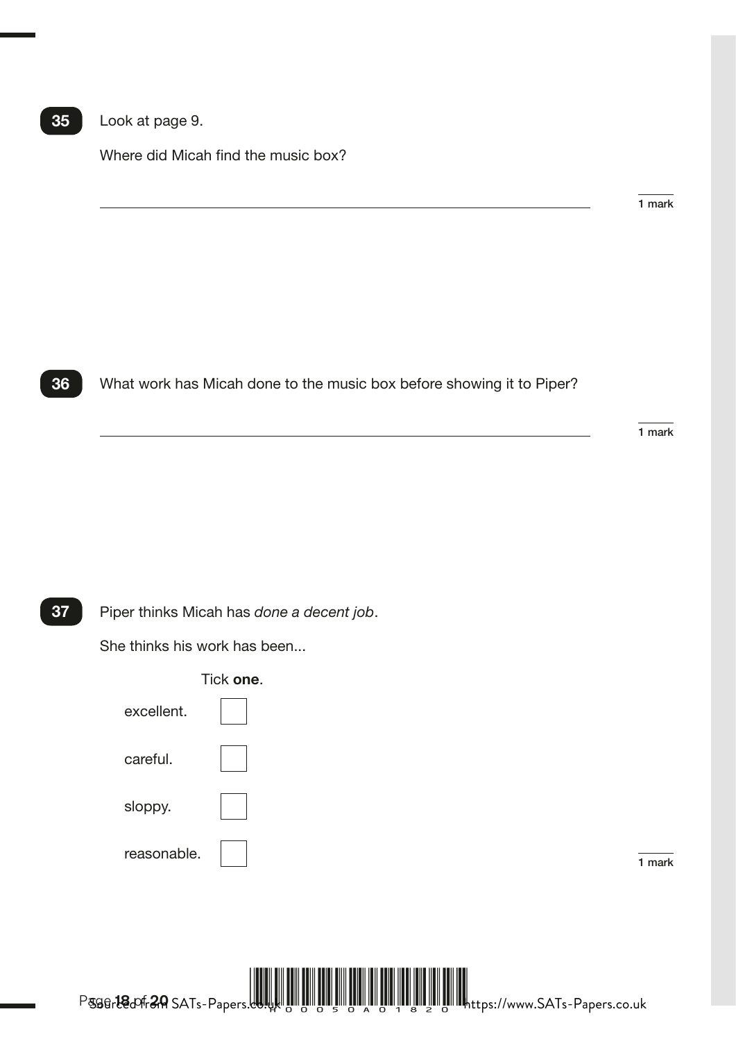**35** Look at page 9.

Where did Micah find the music box?

______________________________________________________________________

1 mark

**36** What work has Micah done to the music box before showing it to Piper?

______________________________________________________________________

1 mark

**37** Piper thinks Micah has *done a decent job*.

She thinks his work has been...

Tick **one**.

excellent. ☐

careful. ☐

sloppy. ☐

reasonable. ☐

1 mark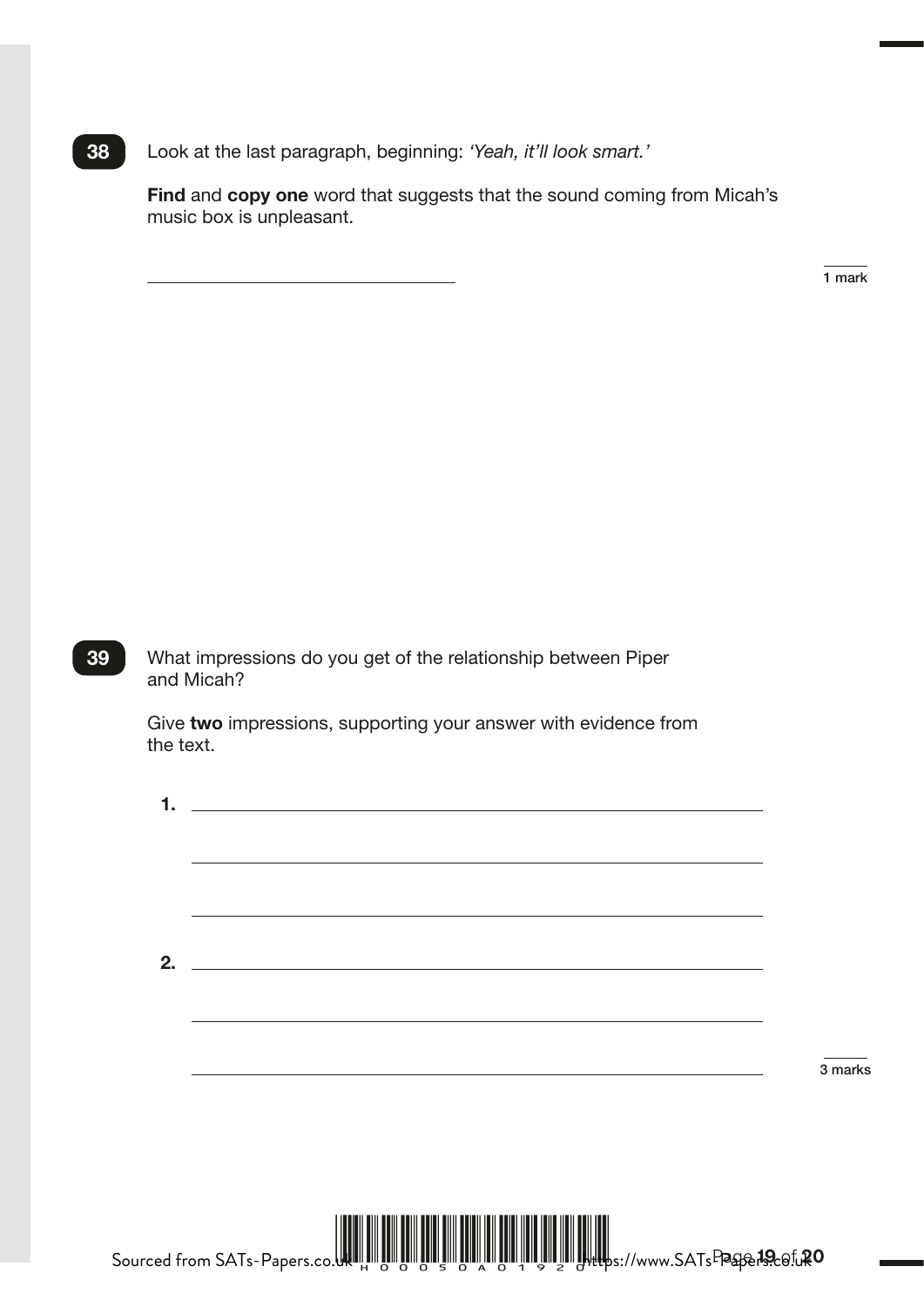**38** Look at the last paragraph, beginning: *'Yeah, it'll look smart.'*

**Find** and **copy one** word that suggests that the sound coming from Micah's music box is unpleasant.

_______________________________

1 mark

**39** What impressions do you get of the relationship between Piper and Micah?

Give **two** impressions, supporting your answer with evidence from the text.

1. _______________________________________________

_______________________________________________

_______________________________________________

2. _______________________________________________

_______________________________________________

_______________________________________________

3 marks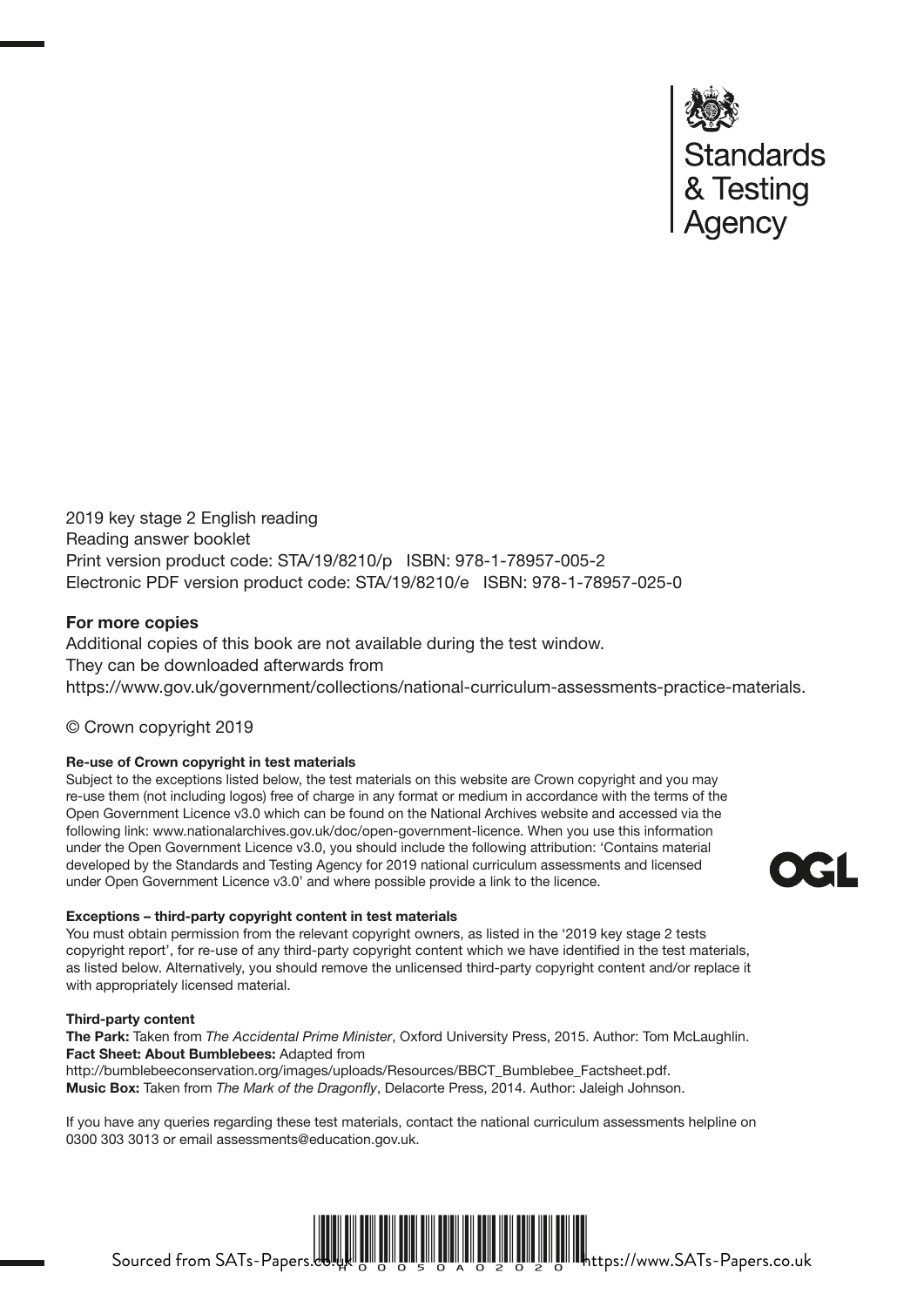Standards
& Testing
Agency

2019 key stage 2 English reading
Reading answer booklet
Print version product code: STA/19/8210/p ISBN: 978-1-78957-005-2
Electronic PDF version product code: STA/19/8210/e ISBN: 978-1-78957-025-0

**For more copies**

Additional copies of this book are not available during the test window.
They can be downloaded afterwards from
https://www.gov.uk/government/collections/national-curriculum-assessments-practice-materials.

© Crown copyright 2019

**Re-use of Crown copyright in test materials**

Subject to the exceptions listed below, the test materials on this website are Crown copyright and you may re-use them (not including logos) free of charge in any format or medium in accordance with the terms of the Open Government Licence v3.0 which can be found on the National Archives website and accessed via the following link: www.nationalarchives.gov.uk/doc/open-government-licence. When you use this information under the Open Government Licence v3.0, you should include the following attribution: 'Contains material developed by the Standards and Testing Agency for 2019 national curriculum assessments and licensed under Open Government Licence v3.0' and where possible provide a link to the licence.

**Exceptions – third-party copyright content in test materials**

You must obtain permission from the relevant copyright owners, as listed in the '2019 key stage 2 tests copyright report', for re-use of any third-party copyright content which we have identified in the test materials, as listed below. Alternatively, you should remove the unlicensed third-party copyright content and/or replace it with appropriately licensed material.

**Third-party content**

**The Park:** Taken from *The Accidental Prime Minister*, Oxford University Press, 2015. Author: Tom McLaughlin.
**Fact Sheet: About Bumblebees:** Adapted from
http://bumblebeeconservation.org/images/uploads/Resources/BBCT_Bumblebee_Factsheet.pdf.
**Music Box:** Taken from *The Mark of the Dragonfly*, Delacorte Press, 2014. Author: Jaleigh Johnson.

If you have any queries regarding these test materials, contact the national curriculum assessments helpline on 0300 303 3013 or email assessments@education.gov.uk.

Sourced from SATs-Papers.co.uk https://www.SATs-Papers.co.uk